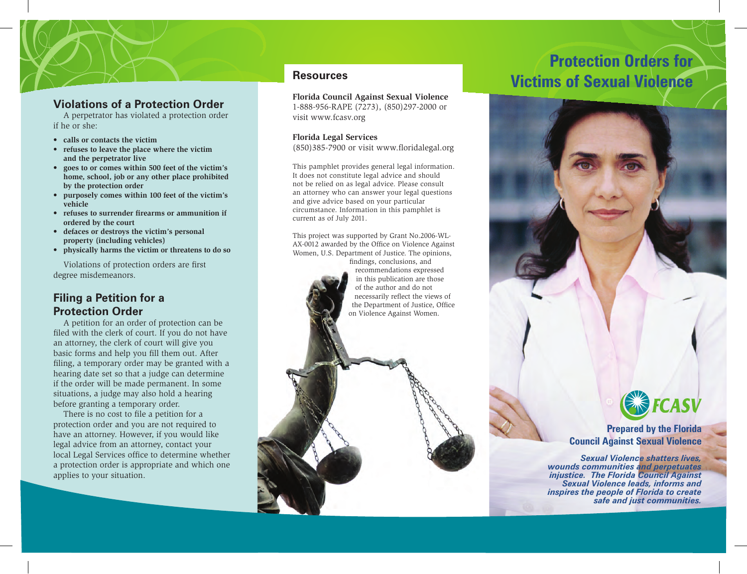## Violations of a Protection Order

A perpetrator has violated a protection order if he or she:

- **calls or contacts the victim**
- **refuses to leave the place where the victim and the perpetrator live**
- **goes to or comes within 500 feet of the victim's home, school, job or any other place prohibited by the protection order**
- **purposely comes within 100 feet of the victim's vehicle**
- **refuses to surrender firearms or ammunition if ordered by the court**
- **defaces or destroys the victim's personal property (including vehicles)**
- **physically harms the victim or threatens to do so**

Violations of protection orders are first degree misdemeanors.

## Filing a Petition for a Protection Order

A petition for an order of protection can be filed with the clerk of court. If you do not have an attorney, the clerk of court will give you basic forms and help you fill them out. After filing, a temporary order may be granted with a hearing date set so that a judge can determine if the order will be made permanent. In some situations, a judge may also hold a hearing before granting a temporary order.

There is no cost to file a petition for a protection order and you are not required to have an attorney. However, if you would like legal advice from an attorney, contact your local Legal Services office to determine whether a protection order is appropriate and which one applies to your situation.

## Resources

**Florida Council Against Sexual Violence**
1-888-956-RAPE (7273), (850)297-2000 or visit www.fcasv.org

**Florida Legal Services**
(850)385-7900 or visit www.floridalegal.org

This pamphlet provides general legal information. It does not constitute legal advice and should not be relied on as legal advice. Please consult an attorney who can answer your legal questions and give advice based on your particular circumstance. Information in this pamphlet is current as of July 2011.

This project was supported by Grant No.2006-WL-AX-0012 awarded by the Office on Violence Against Women, U.S. Department of Justice. The opinions, findings, conclusions, and recommendations expressed in this publication are those of the author and do not necessarily reflect the views of the Department of Justice, Office on Violence Against Women.

# Protection Orders for Victims of Sexual Violence

FCASV

**Prepared by the Florida Council Against Sexual Violence**

***Sexual Violence shatters lives, wounds communities and perpetuates injustice. The Florida Council Against Sexual Violence leads, informs and inspires the people of Florida to create safe and just communities.***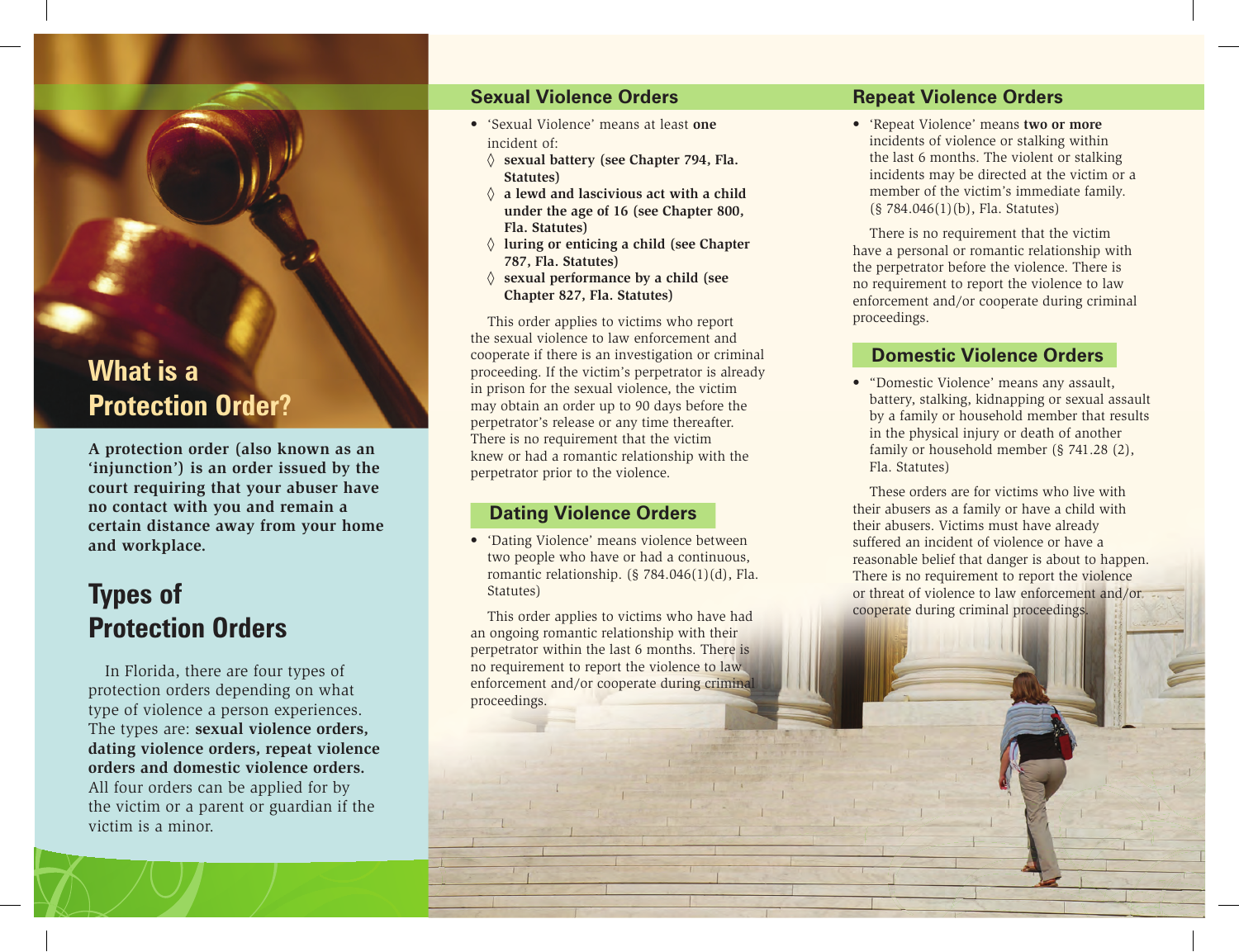## What is a Protection Order?

**A protection order (also known as an 'injunction') is an order issued by the court requiring that your abuser have no contact with you and remain a certain distance away from your home and workplace.**

## Types of Protection Orders

In Florida, there are four types of protection orders depending on what type of violence a person experiences. The types are: **sexual violence orders, dating violence orders, repeat violence orders and domestic violence orders.** All four orders can be applied for by the victim or a parent or guardian if the victim is a minor.

### Sexual Violence Orders

- 'Sexual Violence' means at least **one** incident of:
  - ◊ **sexual battery (see Chapter 794, Fla. Statutes)**
  - ◊ **a lewd and lascivious act with a child under the age of 16 (see Chapter 800, Fla. Statutes)**
  - ◊ **luring or enticing a child (see Chapter 787, Fla. Statutes)**
  - ◊ **sexual performance by a child (see Chapter 827, Fla. Statutes)**

This order applies to victims who report the sexual violence to law enforcement and cooperate if there is an investigation or criminal proceeding. If the victim's perpetrator is already in prison for the sexual violence, the victim may obtain an order up to 90 days before the perpetrator's release or any time thereafter. There is no requirement that the victim knew or had a romantic relationship with the perpetrator prior to the violence.

### Dating Violence Orders

- 'Dating Violence' means violence between two people who have or had a continuous, romantic relationship. (§ 784.046(1)(d), Fla. Statutes)

This order applies to victims who have had an ongoing romantic relationship with their perpetrator within the last 6 months. There is no requirement to report the violence to law enforcement and/or cooperate during criminal proceedings.

### Repeat Violence Orders

- 'Repeat Violence' means **two or more** incidents of violence or stalking within the last 6 months. The violent or stalking incidents may be directed at the victim or a member of the victim's immediate family. (§ 784.046(1)(b), Fla. Statutes)

There is no requirement that the victim have a personal or romantic relationship with the perpetrator before the violence. There is no requirement to report the violence to law enforcement and/or cooperate during criminal proceedings.

### Domestic Violence Orders

- "Domestic Violence' means any assault, battery, stalking, kidnapping or sexual assault by a family or household member that results in the physical injury or death of another family or household member (§ 741.28 (2), Fla. Statutes)

These orders are for victims who live with their abusers as a family or have a child with their abusers. Victims must have already suffered an incident of violence or have a reasonable belief that danger is about to happen. There is no requirement to report the violence or threat of violence to law enforcement and/or cooperate during criminal proceedings.